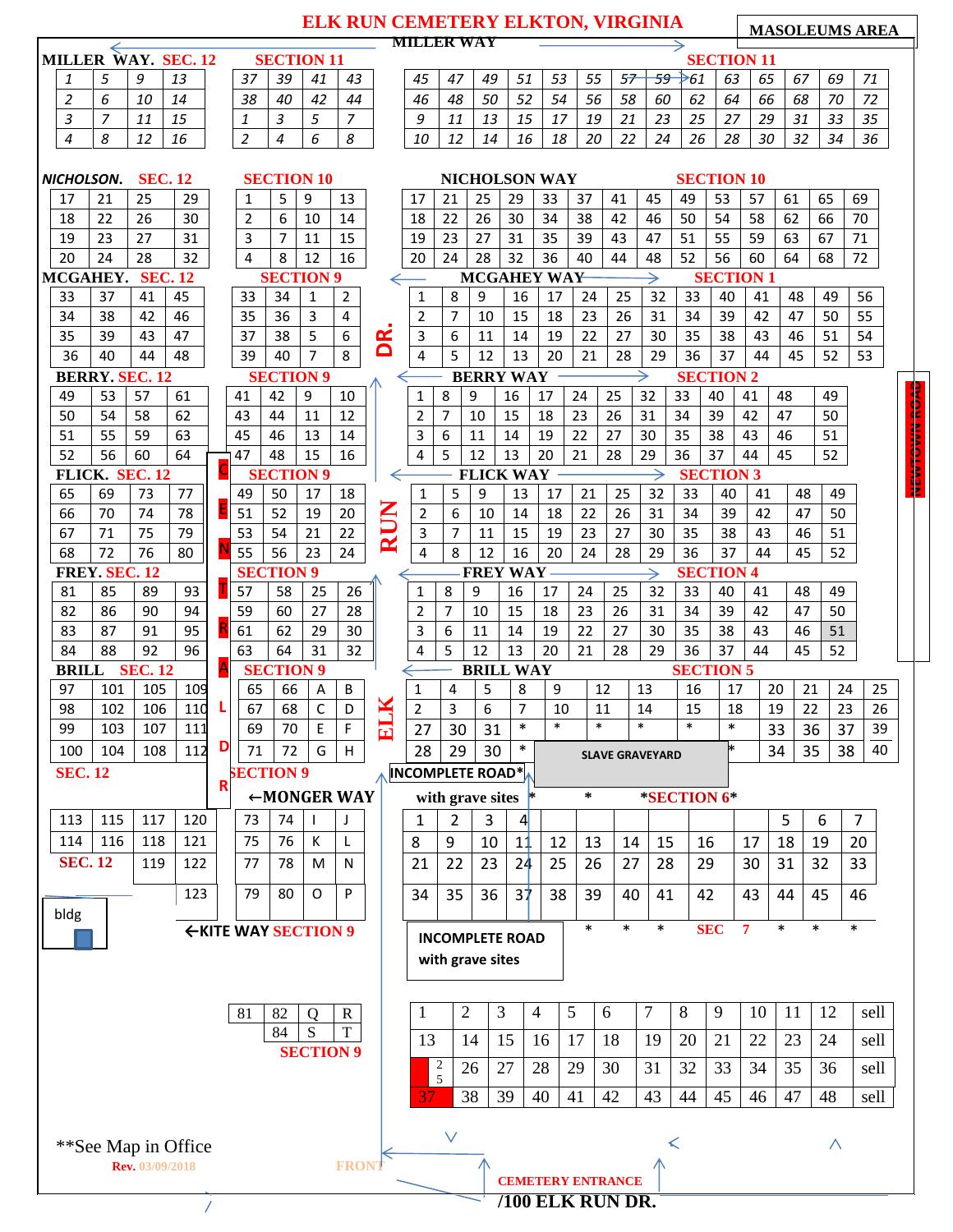# ELK RUN CEMETERY ELKTON, VIRGINIA

MASOLEUMS AREA

MILLER WAY

**MILLER WAY. SEC. 12**

| | | | |
|---|---|---|---|
| 1 | 5 | 9 | 13 |
| 2 | 6 | 10 | 14 |
| 3 | 7 | 11 | 15 |
| 4 | 8 | 12 | 16 |

**SECTION 11**

| | | | |
|---|---|---|---|
| 37 | 39 | 41 | 43 |
| 38 | 40 | 42 | 44 |
| 1 | 3 | 5 | 7 |
| 2 | 4 | 6 | 8 |

**SECTION 11**

| | | | | | | | | | | | | | |
|---|---|---|---|---|---|---|---|---|---|---|---|---|---|
| 45 | 47 | 49 | 51 | 53 | 55 | 57 | 59 | 61 | 63 | 65 | 67 | 69 | 71 |
| 46 | 48 | 50 | 52 | 54 | 56 | 58 | 60 | 62 | 64 | 66 | 68 | 70 | 72 |
| 9 | 11 | 13 | 15 | 17 | 19 | 21 | 23 | 25 | 27 | 29 | 31 | 33 | 35 |
| 10 | 12 | 14 | 16 | 18 | 20 | 22 | 24 | 26 | 28 | 30 | 32 | 34 | 36 |

**NICHOLSON. SEC. 12**

| | | | |
|---|---|---|---|
| 17 | 21 | 25 | 29 |
| 18 | 22 | 26 | 30 |
| 19 | 23 | 27 | 31 |
| 20 | 24 | 28 | 32 |

**SECTION 10**

| | | | |
|---|---|---|---|
| 1 | 5 | 9 | 13 |
| 2 | 6 | 10 | 14 |
| 3 | 7 | 11 | 15 |
| 4 | 8 | 12 | 16 |

**NICHOLSON WAY — SECTION 10**

| | | | | | | | | | | | | | |
|---|---|---|---|---|---|---|---|---|---|---|---|---|---|
| 17 | 21 | 25 | 29 | 33 | 37 | 41 | 45 | 49 | 53 | 57 | 61 | 65 | 69 |
| 18 | 22 | 26 | 30 | 34 | 38 | 42 | 46 | 50 | 54 | 58 | 62 | 66 | 70 |
| 19 | 23 | 27 | 31 | 35 | 39 | 43 | 47 | 51 | 55 | 59 | 63 | 67 | 71 |
| 20 | 24 | 28 | 32 | 36 | 40 | 44 | 48 | 52 | 56 | 60 | 64 | 68 | 72 |

**MCGAHEY. SEC. 12**

| | | | |
|---|---|---|---|
| 33 | 37 | 41 | 45 |
| 34 | 38 | 42 | 46 |
| 35 | 39 | 43 | 47 |
| 36 | 40 | 44 | 48 |

**SECTION 9**

| | | | |
|---|---|---|---|
| 33 | 34 | 1 | 2 |
| 35 | 36 | 3 | 4 |
| 37 | 38 | 5 | 6 |
| 39 | 40 | 7 | 8 |

**MCGAHEY WAY — SECTION 1**

| | | | | | | | | | | | | | |
|---|---|---|---|---|---|---|---|---|---|---|---|---|---|
| 1 | 8 | 9 | 16 | 17 | 24 | 25 | 32 | 33 | 40 | 41 | 48 | 49 | 56 |
| 2 | 7 | 10 | 15 | 18 | 23 | 26 | 31 | 34 | 39 | 42 | 47 | 50 | 55 |
| 3 | 6 | 11 | 14 | 19 | 22 | 27 | 30 | 35 | 38 | 43 | 46 | 51 | 54 |
| 4 | 5 | 12 | 13 | 20 | 21 | 28 | 29 | 36 | 37 | 44 | 45 | 52 | 53 |

**BERRY. SEC. 12**

| | | | |
|---|---|---|---|
| 49 | 53 | 57 | 61 |
| 50 | 54 | 58 | 62 |
| 51 | 55 | 59 | 63 |
| 52 | 56 | 60 | 64 |

**SECTION 9**

| | | | |
|---|---|---|---|
| 41 | 42 | 9 | 10 |
| 43 | 44 | 11 | 12 |
| 45 | 46 | 13 | 14 |
| 47 | 48 | 15 | 16 |

**BERRY WAY — SECTION 2**

| | | | | | | | | | | | | | |
|---|---|---|---|---|---|---|---|---|---|---|---|---|---|
| 1 | 8 | 9 | 16 | 17 | 24 | 25 | 32 | 33 | 40 | 41 | 48 | 49 | |
| 2 | 7 | 10 | 15 | 18 | 23 | 26 | 31 | 34 | 39 | 42 | 47 | 50 | |
| 3 | 6 | 11 | 14 | 19 | 22 | 27 | 30 | 35 | 38 | 43 | 46 | 51 | |
| 4 | 5 | 12 | 13 | 20 | 21 | 28 | 29 | 36 | 37 | 44 | 45 | 52 | |

**FLICK. SEC. 12**

| | | | |
|---|---|---|---|
| 65 | 69 | 73 | 77 |
| 66 | 70 | 74 | 78 |
| 67 | 71 | 75 | 79 |
| 68 | 72 | 76 | 80 |

**SECTION 9**

| | | | |
|---|---|---|---|
| 49 | 50 | 17 | 18 |
| 51 | 52 | 19 | 20 |
| 53 | 54 | 21 | 22 |
| 55 | 56 | 23 | 24 |

**FLICK WAY — SECTION 3**

| | | | | | | | | | | | | |
|---|---|---|---|---|---|---|---|---|---|---|---|---|
| 1 | 5 | 9 | 13 | 17 | 21 | 25 | 32 | 33 | 40 | 41 | 48 | 49 |
| 2 | 6 | 10 | 14 | 18 | 22 | 26 | 31 | 34 | 39 | 42 | 47 | 50 |
| 3 | 7 | 11 | 15 | 19 | 23 | 27 | 30 | 35 | 38 | 43 | 46 | 51 |
| 4 | 8 | 12 | 16 | 20 | 24 | 28 | 29 | 36 | 37 | 44 | 45 | 52 |

**FREY. SEC. 12**

| | | | |
|---|---|---|---|
| 81 | 85 | 89 | 93 |
| 82 | 86 | 90 | 94 |
| 83 | 87 | 91 | 95 |
| 84 | 88 | 92 | 96 |

**SECTION 9**

| | | | |
|---|---|---|---|
| 57 | 58 | 25 | 26 |
| 59 | 60 | 27 | 28 |
| 61 | 62 | 29 | 30 |
| 63 | 64 | 31 | 32 |

**FREY WAY — SECTION 4**

| | | | | | | | | | | | | |
|---|---|---|---|---|---|---|---|---|---|---|---|---|
| 1 | 8 | 9 | 16 | 17 | 24 | 25 | 32 | 33 | 40 | 41 | 48 | 49 |
| 2 | 7 | 10 | 15 | 18 | 23 | 26 | 31 | 34 | 39 | 42 | 47 | 50 |
| 3 | 6 | 11 | 14 | 19 | 22 | 27 | 30 | 35 | 38 | 43 | 46 | 51 |
| 4 | 5 | 12 | 13 | 20 | 21 | 28 | 29 | 36 | 37 | 44 | 45 | 52 |

**BRILL SEC. 12**

| | | | |
|---|---|---|---|
| 97 | 101 | 105 | 109 |
| 98 | 102 | 106 | 110 |
| 99 | 103 | 107 | 111 |
| 100 | 104 | 108 | 112 |

**SEC. 12**

**SECTION 9**

| | | | |
|---|---|---|---|
| 65 | 66 | A | B |
| 67 | 68 | C | D |
| 69 | 70 | E | F |
| 71 | 72 | G | H |

**SECTION 9**

**BRILL WAY — SECTION 5**

| | | | | | | | | | | | | |
|---|---|---|---|---|---|---|---|---|---|---|---|---|
| 1 | 4 | 5 | 8 | 9 | 12 | 13 | 16 | 17 | 20 | 21 | 24 | 25 |
| 2 | 3 | 6 | 7 | 10 | 11 | 14 | 15 | 18 | 19 | 22 | 23 | 26 |
| 27 | 30 | 31 | * | * | * | * | * | * | 33 | 36 | 37 | 39 |
| 28 | 29 | 30 | * | SLAVE GRAVEYARD | | | | * | 34 | 35 | 38 | 40 |

INCOMPLETE ROAD* with grave sites

**←MONGER WAY**

| | | | |
|---|---|---|---|
| 113 | 115 | 117 | 120 |
| 114 | 116 | 118 | 121 |
| SEC. 12 | | 119 | 122 |
| | | | 123 |

| | | | |
|---|---|---|---|
| 73 | 74 | I | J |
| 75 | 76 | K | L |
| 77 | 78 | M | N |
| 79 | 80 | O | P |

**←KITE WAY SECTION 9**

bldg

\* \* *SECTION 6*

| | | | | | | | | | | | | |
|---|---|---|---|---|---|---|---|---|---|---|---|---|
| 1 | 2 | 3 | 4 | | | | | | | 5 | 6 | 7 |
| 8 | 9 | 10 | 11 | 12 | 13 | 14 | 15 | 16 | 17 | 18 | 19 | 20 |
| 21 | 22 | 23 | 24 | 25 | 26 | 27 | 28 | 29 | 30 | 31 | 32 | 33 |
| 34 | 35 | 36 | 37 | 38 | 39 | 40 | 41 | 42 | 43 | 44 | 45 | 46 |

INCOMPLETE ROAD with grave sites

\* \* \* SEC 7 \* \* \*

| | | | |
|---|---|---|---|
| 81 | 82 | Q | R |
| | 84 | S | T |

**SECTION 9**

| | | | | | | | | | | | | |
|---|---|---|---|---|---|---|---|---|---|---|---|---|
| 1 | 2 | 3 | 4 | 5 | 6 | 7 | 8 | 9 | 10 | 11 | 12 | sell |
| 13 | 14 | 15 | 16 | 17 | 18 | 19 | 20 | 21 | 22 | 23 | 24 | sell |
| 25 | 26 | 27 | 28 | 29 | 30 | 31 | 32 | 33 | 34 | 35 | 36 | sell |
| 37 | 38 | 39 | 40 | 41 | 42 | 43 | 44 | 45 | 46 | 47 | 48 | sell |

CENTRAL DR.

ELK RUN DR.

NEWTOWN ROAD

**See Map in Office

Rev. 03/09/2018

FRONT

CEMETERY ENTRANCE

/100 ELK RUN DR.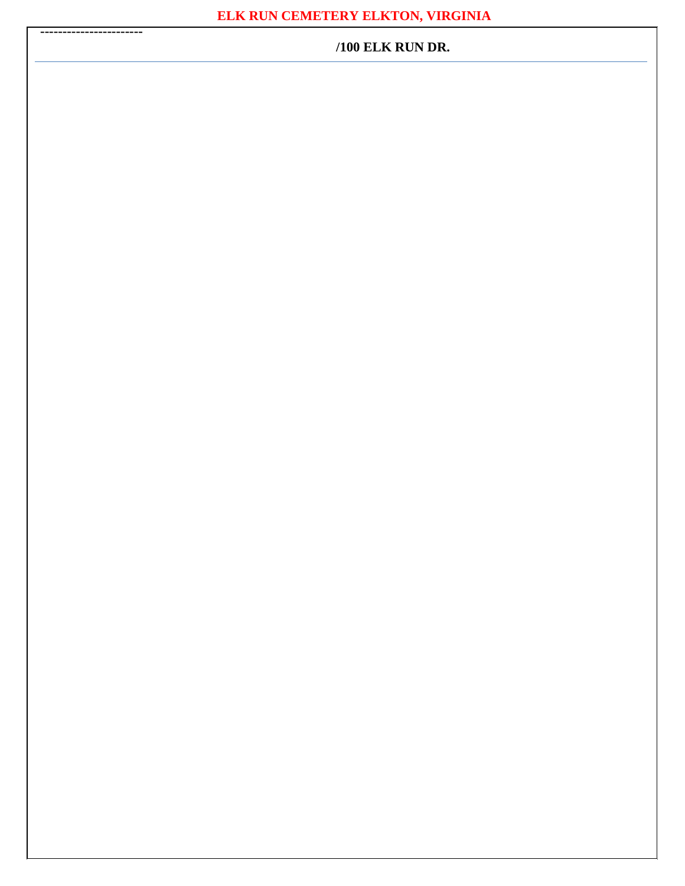----------------------

**/100 ELK RUN DR.**